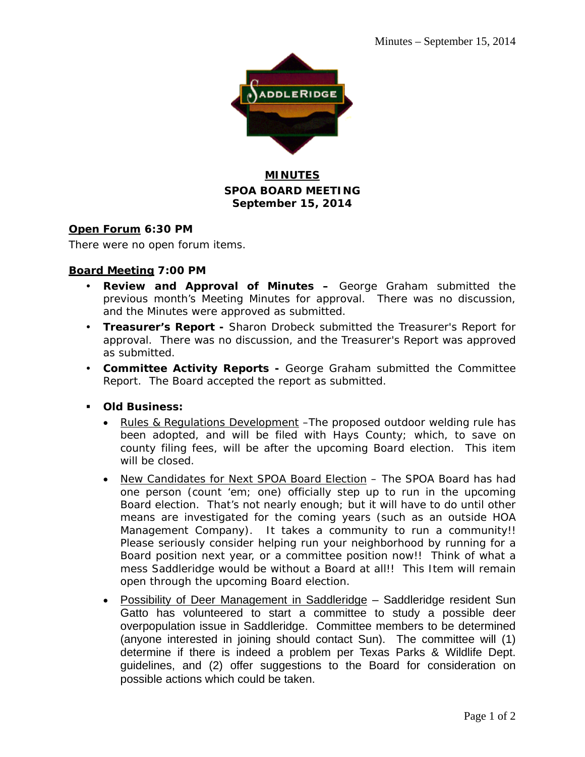# MINUTES
## SPOA BOARD MEETING
## September 15, 2014

**Open Forum 6:30 PM**

There were no open forum items.

**Board Meeting 7:00 PM**

- **Review and Approval of Minutes –** George Graham submitted the previous month's Meeting Minutes for approval. There was no discussion, and the Minutes were approved as submitted.
- **Treasurer's Report -** Sharon Drobeck submitted the Treasurer's Report for approval. There was no discussion, and the Treasurer's Report was approved as submitted.
- **Committee Activity Reports -** George Graham submitted the Committee Report. The Board accepted the report as submitted.
- **Old Business:**
  - Rules & Regulations Development –The proposed outdoor welding rule has been adopted, and will be filed with Hays County; which, to save on county filing fees, will be after the upcoming Board election. This item will be closed.
  - New Candidates for Next SPOA Board Election – The SPOA Board has had one person (count 'em; one) officially step up to run in the upcoming Board election. That's not nearly enough; but it will have to do until other means are investigated for the coming years (such as an outside HOA Management Company). It takes a community to run a community!! Please seriously consider helping run your neighborhood by running for a Board position next year, or a committee position now!! Think of what a mess Saddleridge would be without a Board at all!! This Item will remain open through the upcoming Board election.
  - Possibility of Deer Management in Saddleridge – Saddleridge resident Sun Gatto has volunteered to start a committee to study a possible deer overpopulation issue in Saddleridge. Committee members to be determined (anyone interested in joining should contact Sun). The committee will (1) determine if there is indeed a problem per Texas Parks & Wildlife Dept. guidelines, and (2) offer suggestions to the Board for consideration on possible actions which could be taken.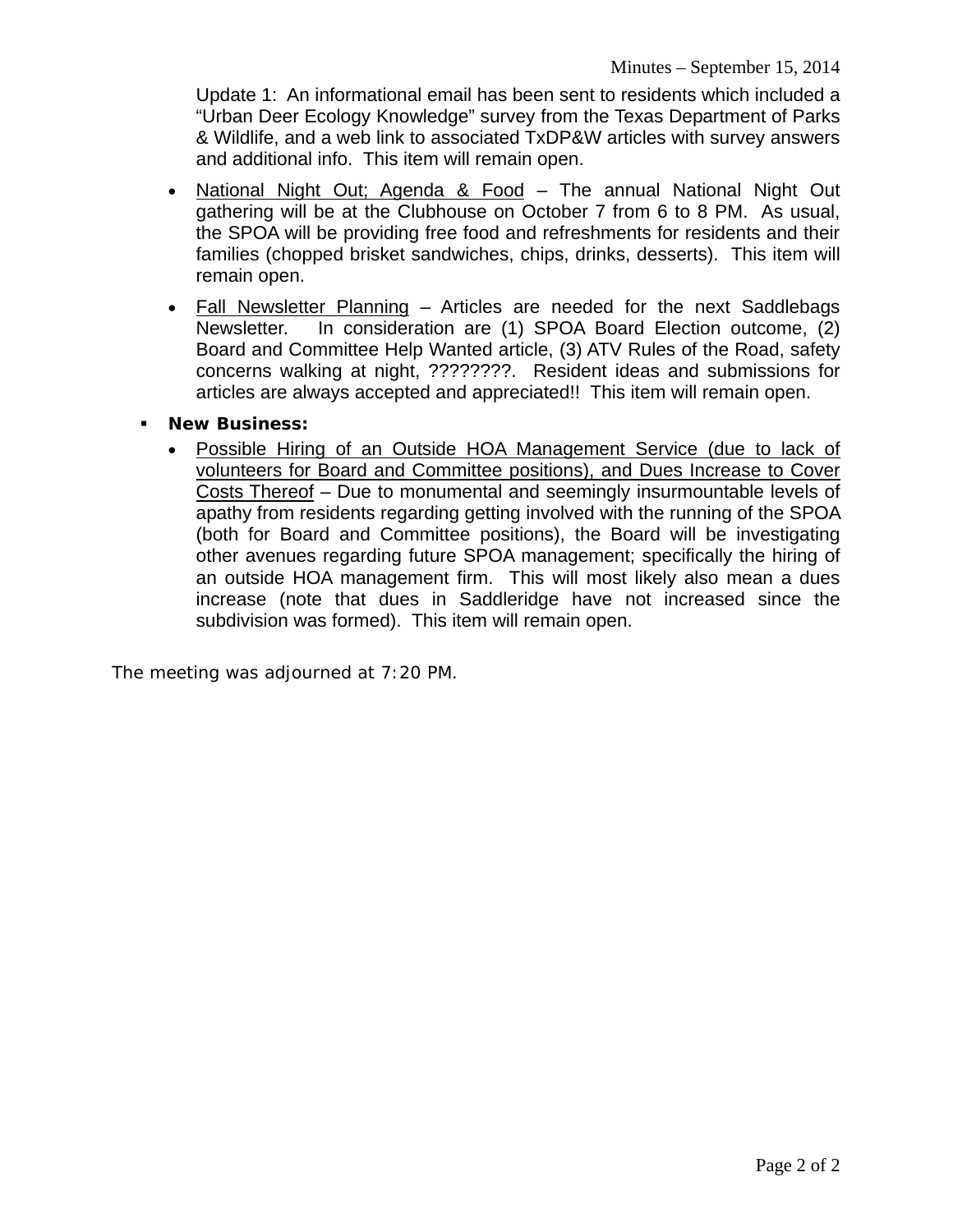Update 1: An informational email has been sent to residents which included a "Urban Deer Ecology Knowledge" survey from the Texas Department of Parks & Wildlife, and a web link to associated TxDP&W articles with survey answers and additional info. This item will remain open.

- National Night Out; Agenda & Food – The annual National Night Out gathering will be at the Clubhouse on October 7 from 6 to 8 PM. As usual, the SPOA will be providing free food and refreshments for residents and their families (chopped brisket sandwiches, chips, drinks, desserts). This item will remain open.
- Fall Newsletter Planning – Articles are needed for the next Saddlebags Newsletter. In consideration are (1) SPOA Board Election outcome, (2) Board and Committee Help Wanted article, (3) ATV Rules of the Road, safety concerns walking at night, ????????. Resident ideas and submissions for articles are always accepted and appreciated!! This item will remain open.

- **New Business:**
  - Possible Hiring of an Outside HOA Management Service (due to lack of volunteers for Board and Committee positions), and Dues Increase to Cover Costs Thereof – Due to monumental and seemingly insurmountable levels of apathy from residents regarding getting involved with the running of the SPOA (both for Board and Committee positions), the Board will be investigating other avenues regarding future SPOA management; specifically the hiring of an outside HOA management firm. This will most likely also mean a dues increase (note that dues in Saddleridge have not increased since the subdivision was formed). This item will remain open.

The meeting was adjourned at 7:20 PM.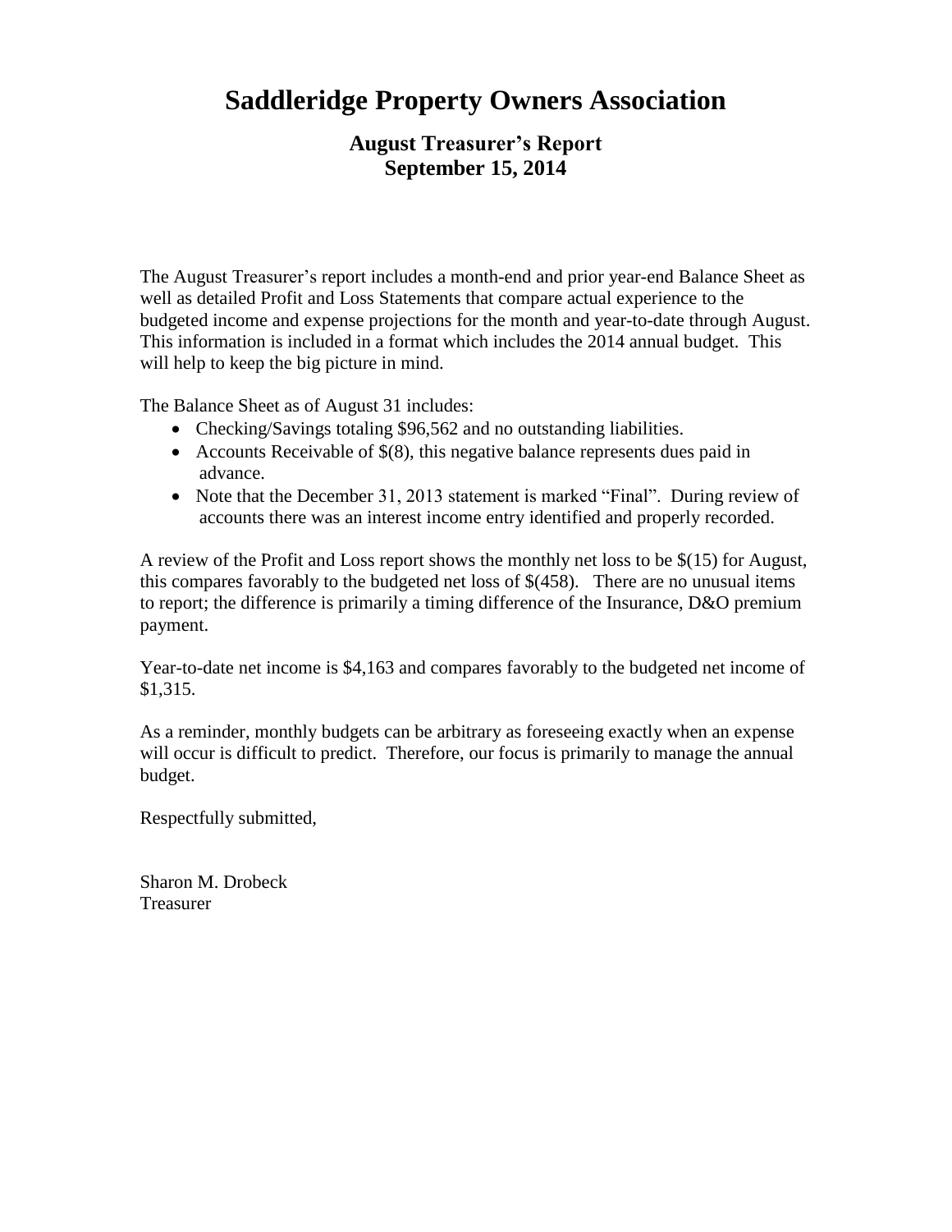# Saddleridge Property Owners Association

## August Treasurer's Report
## September 15, 2014

The August Treasurer's report includes a month-end and prior year-end Balance Sheet as well as detailed Profit and Loss Statements that compare actual experience to the budgeted income and expense projections for the month and year-to-date through August. This information is included in a format which includes the 2014 annual budget. This will help to keep the big picture in mind.

The Balance Sheet as of August 31 includes:

- Checking/Savings totaling $96,562 and no outstanding liabilities.
- Accounts Receivable of $(8), this negative balance represents dues paid in advance.
- Note that the December 31, 2013 statement is marked "Final". During review of accounts there was an interest income entry identified and properly recorded.

A review of the Profit and Loss report shows the monthly net loss to be $(15) for August, this compares favorably to the budgeted net loss of $(458). There are no unusual items to report; the difference is primarily a timing difference of the Insurance, D&O premium payment.

Year-to-date net income is $4,163 and compares favorably to the budgeted net income of $1,315.

As a reminder, monthly budgets can be arbitrary as foreseeing exactly when an expense will occur is difficult to predict. Therefore, our focus is primarily to manage the annual budget.

Respectfully submitted,

Sharon M. Drobeck
Treasurer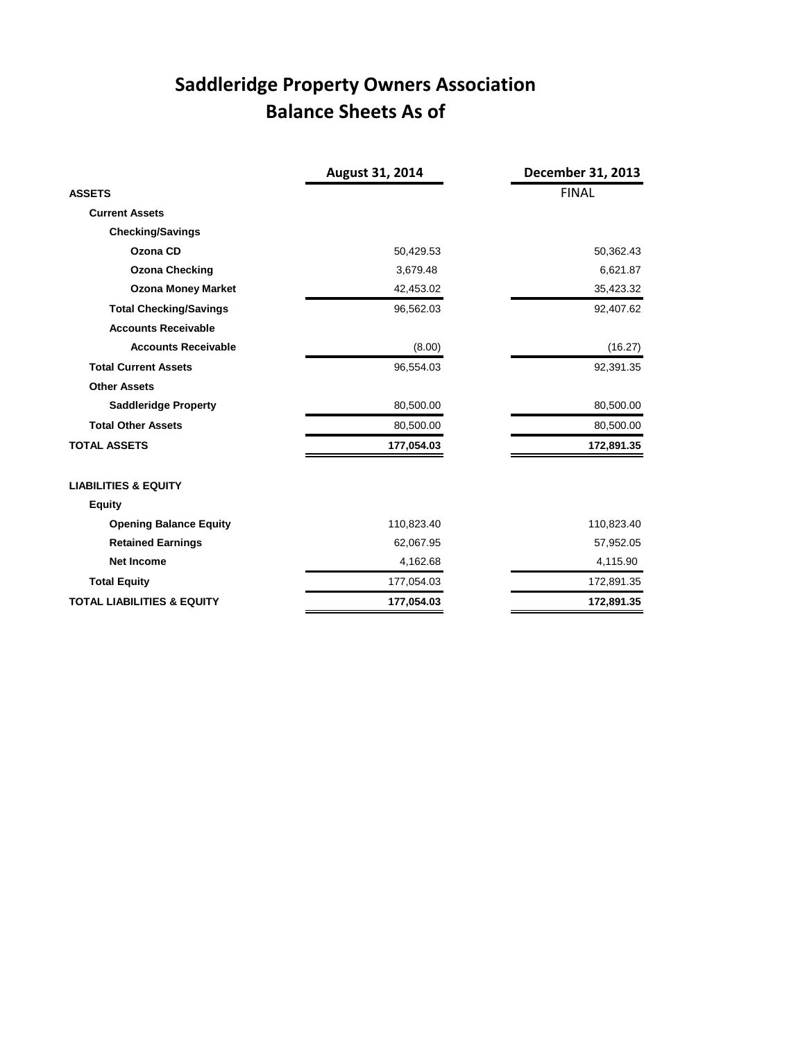# Saddleridge Property Owners Association
## Balance Sheets As of

| | August 31, 2014 | December 31, 2013 |
|---|---|---|
| | | FINAL |
| **ASSETS** | | |
| **Current Assets** | | |
| **Checking/Savings** | | |
| **Ozona CD** | 50,429.53 | 50,362.43 |
| **Ozona Checking** | 3,679.48 | 6,621.87 |
| **Ozona Money Market** | 42,453.02 | 35,423.32 |
| **Total Checking/Savings** | 96,562.03 | 92,407.62 |
| **Accounts Receivable** | | |
| **Accounts Receivable** | (8.00) | (16.27) |
| **Total Current Assets** | 96,554.03 | 92,391.35 |
| **Other Assets** | | |
| **Saddleridge Property** | 80,500.00 | 80,500.00 |
| **Total Other Assets** | 80,500.00 | 80,500.00 |
| **TOTAL ASSETS** | **177,054.03** | **172,891.35** |
| | | |
| **LIABILITIES & EQUITY** | | |
| **Equity** | | |
| **Opening Balance Equity** | 110,823.40 | 110,823.40 |
| **Retained Earnings** | 62,067.95 | 57,952.05 |
| **Net Income** | 4,162.68 | 4,115.90 |
| **Total Equity** | 177,054.03 | 172,891.35 |
| **TOTAL LIABILITIES & EQUITY** | **177,054.03** | **172,891.35** |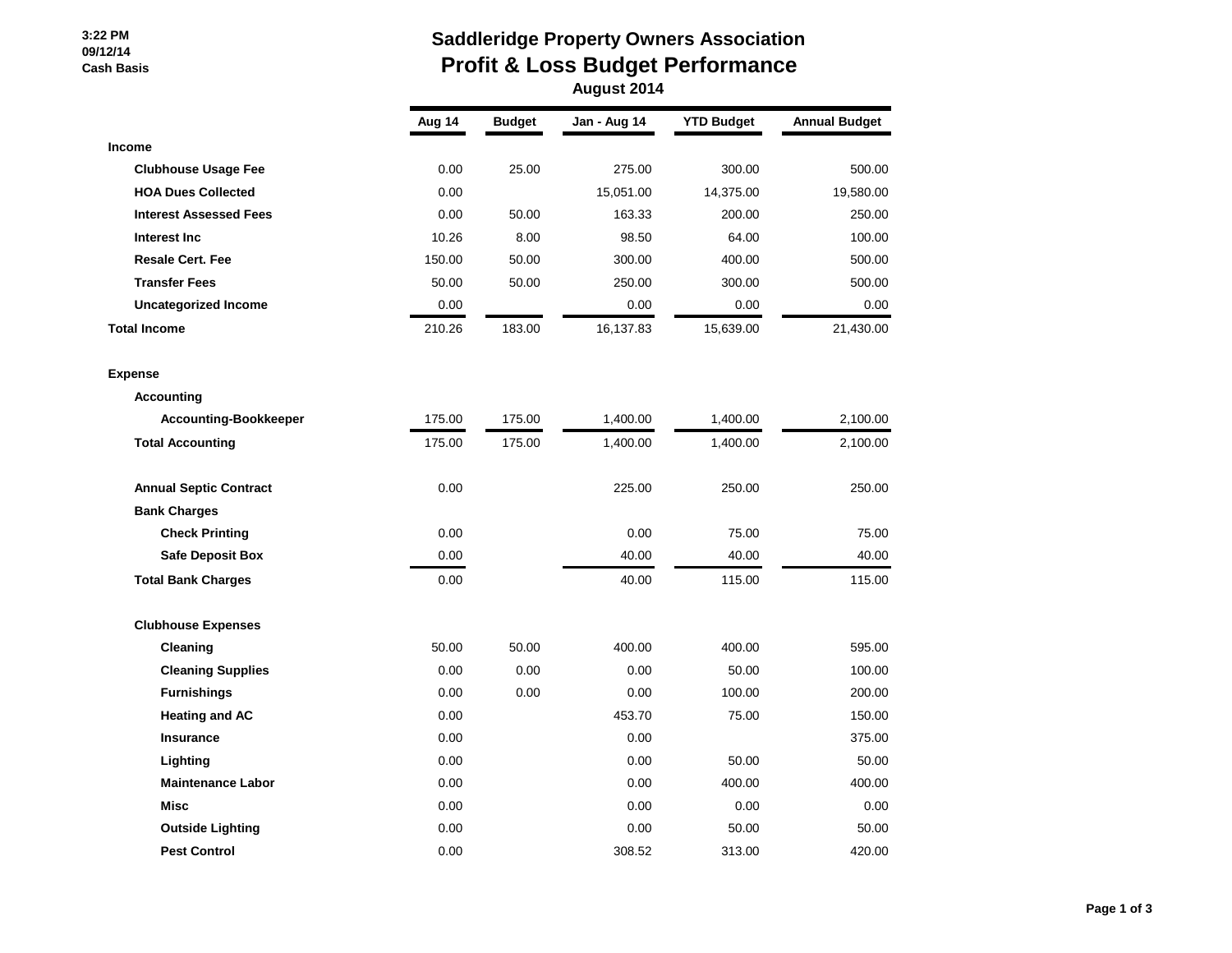3:22 PM
09/12/14
Cash Basis

# Saddleridge Property Owners Association
## Profit & Loss Budget Performance
### August 2014

| | Aug 14 | Budget | Jan - Aug 14 | YTD Budget | Annual Budget |
|---|---|---|---|---|---|
| **Income** | | | | | |
| **Clubhouse Usage Fee** | 0.00 | 25.00 | 275.00 | 300.00 | 500.00 |
| **HOA Dues Collected** | 0.00 | | 15,051.00 | 14,375.00 | 19,580.00 |
| **Interest Assessed Fees** | 0.00 | 50.00 | 163.33 | 200.00 | 250.00 |
| **Interest Inc** | 10.26 | 8.00 | 98.50 | 64.00 | 100.00 |
| **Resale Cert. Fee** | 150.00 | 50.00 | 300.00 | 400.00 | 500.00 |
| **Transfer Fees** | 50.00 | 50.00 | 250.00 | 300.00 | 500.00 |
| **Uncategorized Income** | 0.00 | | 0.00 | 0.00 | 0.00 |
| **Total Income** | 210.26 | 183.00 | 16,137.83 | 15,639.00 | 21,430.00 |
| | | | | | |
| **Expense** | | | | | |
| **Accounting** | | | | | |
| **Accounting-Bookkeeper** | 175.00 | 175.00 | 1,400.00 | 1,400.00 | 2,100.00 |
| **Total Accounting** | 175.00 | 175.00 | 1,400.00 | 1,400.00 | 2,100.00 |
| | | | | | |
| **Annual Septic Contract** | 0.00 | | 225.00 | 250.00 | 250.00 |
| **Bank Charges** | | | | | |
| **Check Printing** | 0.00 | | 0.00 | 75.00 | 75.00 |
| **Safe Deposit Box** | 0.00 | | 40.00 | 40.00 | 40.00 |
| **Total Bank Charges** | 0.00 | | 40.00 | 115.00 | 115.00 |
| | | | | | |
| **Clubhouse Expenses** | | | | | |
| **Cleaning** | 50.00 | 50.00 | 400.00 | 400.00 | 595.00 |
| **Cleaning Supplies** | 0.00 | 0.00 | 0.00 | 50.00 | 100.00 |
| **Furnishings** | 0.00 | 0.00 | 0.00 | 100.00 | 200.00 |
| **Heating and AC** | 0.00 | | 453.70 | 75.00 | 150.00 |
| **Insurance** | 0.00 | | 0.00 | | 375.00 |
| **Lighting** | 0.00 | | 0.00 | 50.00 | 50.00 |
| **Maintenance Labor** | 0.00 | | 0.00 | 400.00 | 400.00 |
| **Misc** | 0.00 | | 0.00 | 0.00 | 0.00 |
| **Outside Lighting** | 0.00 | | 0.00 | 50.00 | 50.00 |
| **Pest Control** | 0.00 | | 308.52 | 313.00 | 420.00 |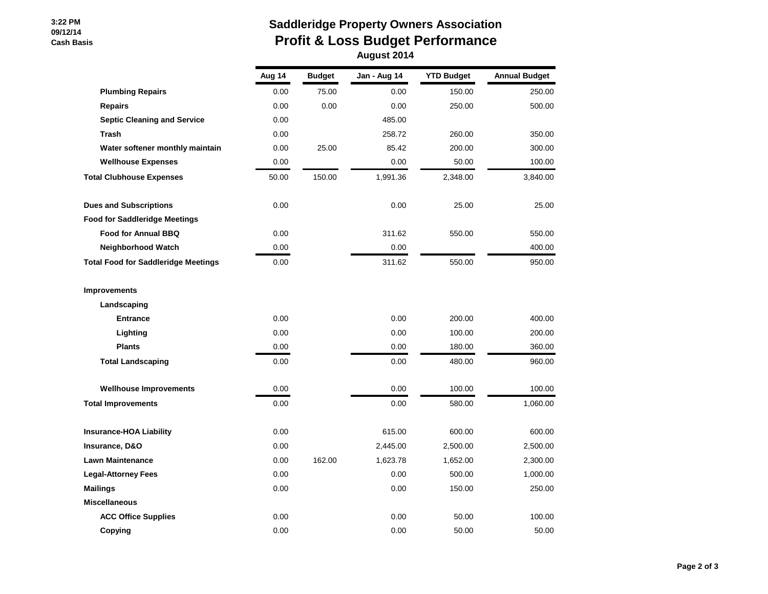# Saddleridge Property Owners Association

## Profit & Loss Budget Performance

### August 2014

3:22 PM
09/12/14
Cash Basis

| | Aug 14 | Budget | Jan - Aug 14 | YTD Budget | Annual Budget |
|---|---|---|---|---|---|
| **Plumbing Repairs** | 0.00 | 75.00 | 0.00 | 150.00 | 250.00 |
| **Repairs** | 0.00 | 0.00 | 0.00 | 250.00 | 500.00 |
| **Septic Cleaning and Service** | 0.00 | | 485.00 | | |
| **Trash** | 0.00 | | 258.72 | 260.00 | 350.00 |
| **Water softener monthly maintain** | 0.00 | 25.00 | 85.42 | 200.00 | 300.00 |
| **Wellhouse Expenses** | 0.00 | | 0.00 | 50.00 | 100.00 |
| **Total Clubhouse Expenses** | 50.00 | 150.00 | 1,991.36 | 2,348.00 | 3,840.00 |
| | | | | | |
| **Dues and Subscriptions** | 0.00 | | 0.00 | 25.00 | 25.00 |
| **Food for Saddleridge Meetings** | | | | | |
| **Food for Annual BBQ** | 0.00 | | 311.62 | 550.00 | 550.00 |
| **Neighborhood Watch** | 0.00 | | 0.00 | | 400.00 |
| **Total Food for Saddleridge Meetings** | 0.00 | | 311.62 | 550.00 | 950.00 |
| | | | | | |
| **Improvements** | | | | | |
| **Landscaping** | | | | | |
| **Entrance** | 0.00 | | 0.00 | 200.00 | 400.00 |
| **Lighting** | 0.00 | | 0.00 | 100.00 | 200.00 |
| **Plants** | 0.00 | | 0.00 | 180.00 | 360.00 |
| **Total Landscaping** | 0.00 | | 0.00 | 480.00 | 960.00 |
| | | | | | |
| **Wellhouse Improvements** | 0.00 | | 0.00 | 100.00 | 100.00 |
| **Total Improvements** | 0.00 | | 0.00 | 580.00 | 1,060.00 |
| | | | | | |
| **Insurance-HOA Liability** | 0.00 | | 615.00 | 600.00 | 600.00 |
| **Insurance, D&O** | 0.00 | | 2,445.00 | 2,500.00 | 2,500.00 |
| **Lawn Maintenance** | 0.00 | 162.00 | 1,623.78 | 1,652.00 | 2,300.00 |
| **Legal-Attorney Fees** | 0.00 | | 0.00 | 500.00 | 1,000.00 |
| **Mailings** | 0.00 | | 0.00 | 150.00 | 250.00 |
| **Miscellaneous** | | | | | |
| **ACC Office Supplies** | 0.00 | | 0.00 | 50.00 | 100.00 |
| **Copying** | 0.00 | | 0.00 | 50.00 | 50.00 |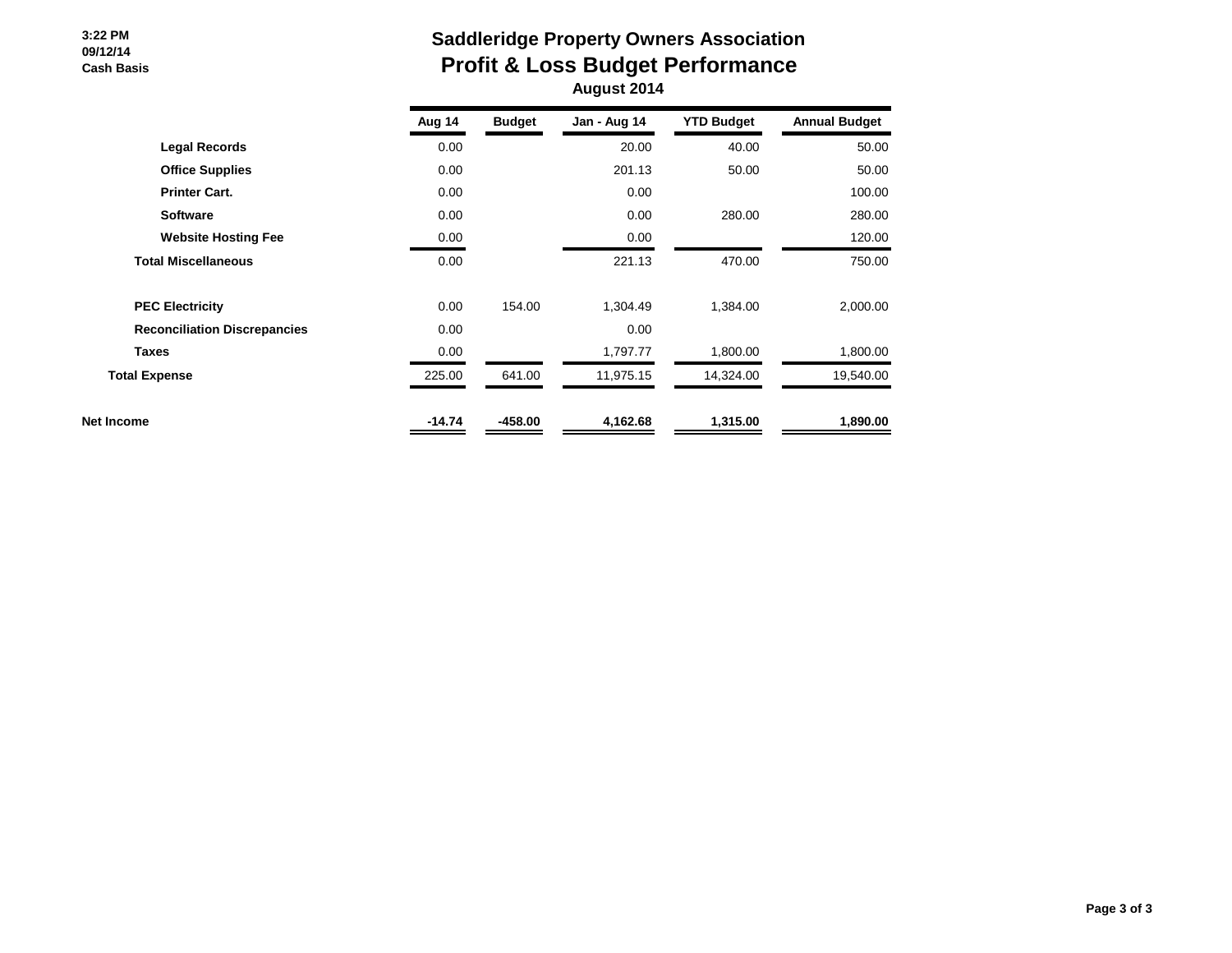3:22 PM
09/12/14
Cash Basis

# Saddleridge Property Owners Association

## Profit & Loss Budget Performance

### August 2014

| | Aug 14 | Budget | Jan - Aug 14 | YTD Budget | Annual Budget |
|---|---|---|---|---|---|
| Legal Records | 0.00 | | 20.00 | 40.00 | 50.00 |
| Office Supplies | 0.00 | | 201.13 | 50.00 | 50.00 |
| Printer Cart. | 0.00 | | 0.00 | | 100.00 |
| Software | 0.00 | | 0.00 | 280.00 | 280.00 |
| Website Hosting Fee | 0.00 | | 0.00 | | 120.00 |
| **Total Miscellaneous** | 0.00 | | 221.13 | 470.00 | 750.00 |
| PEC Electricity | 0.00 | 154.00 | 1,304.49 | 1,384.00 | 2,000.00 |
| Reconciliation Discrepancies | 0.00 | | 0.00 | | |
| Taxes | 0.00 | | 1,797.77 | 1,800.00 | 1,800.00 |
| **Total Expense** | 225.00 | 641.00 | 11,975.15 | 14,324.00 | 19,540.00 |
| **Net Income** | **-14.74** | **-458.00** | **4,162.68** | **1,315.00** | **1,890.00** |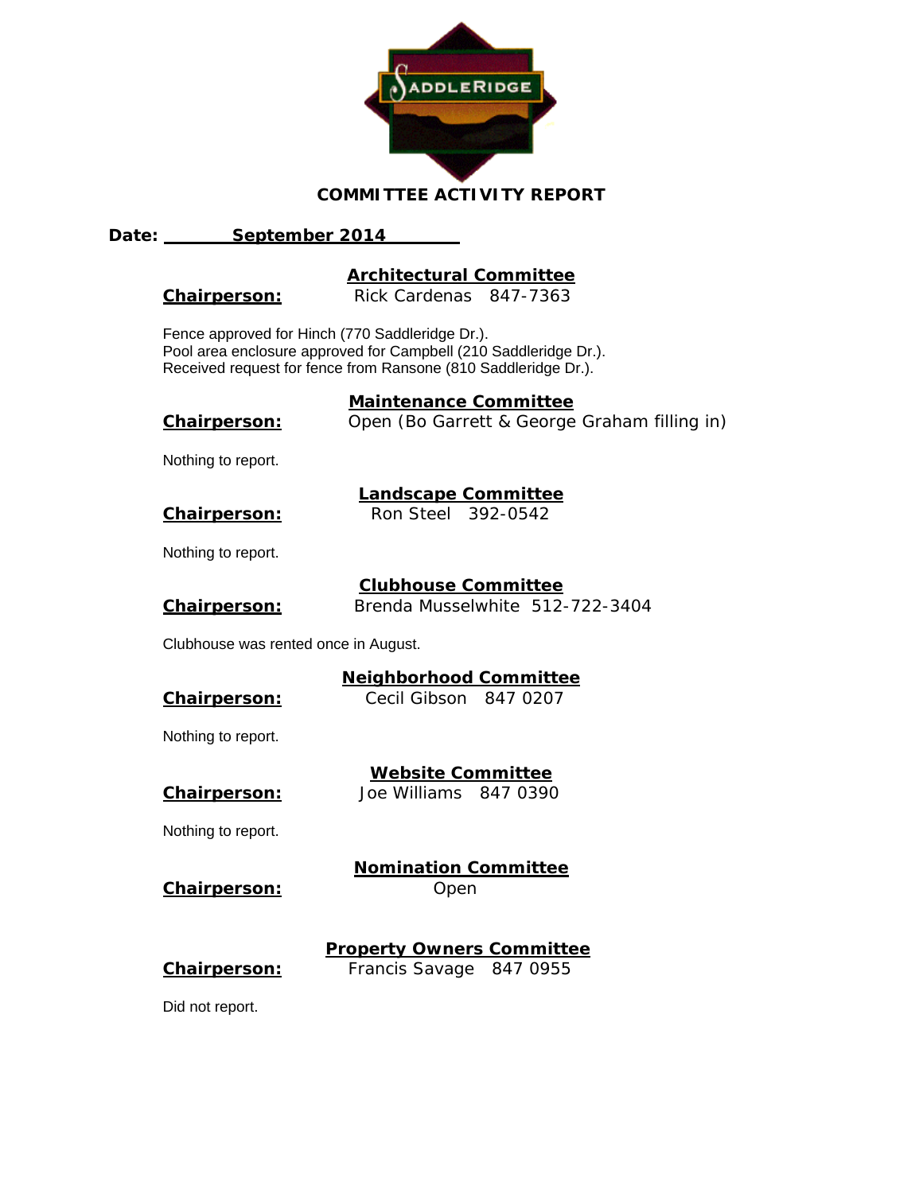SADDLERIDGE

## COMMITTEE ACTIVITY REPORT

**Date: September 2014**

### Architectural Committee

**Chairperson:** Rick Cardenas 847-7363

Fence approved for Hinch (770 Saddleridge Dr.).
Pool area enclosure approved for Campbell (210 Saddleridge Dr.).
Received request for fence from Ransone (810 Saddleridge Dr.).

### Maintenance Committee

**Chairperson:** Open (Bo Garrett & George Graham filling in)

Nothing to report.

### Landscape Committee

**Chairperson:** Ron Steel 392-0542

Nothing to report.

### Clubhouse Committee

**Chairperson:** Brenda Musselwhite 512-722-3404

Clubhouse was rented once in August.

### Neighborhood Committee

**Chairperson:** Cecil Gibson 847 0207

Nothing to report.

### Website Committee

**Chairperson:** Joe Williams 847 0390

Nothing to report.

### Nomination Committee

**Chairperson:** Open

### Property Owners Committee

**Chairperson:** Francis Savage 847 0955

Did not report.